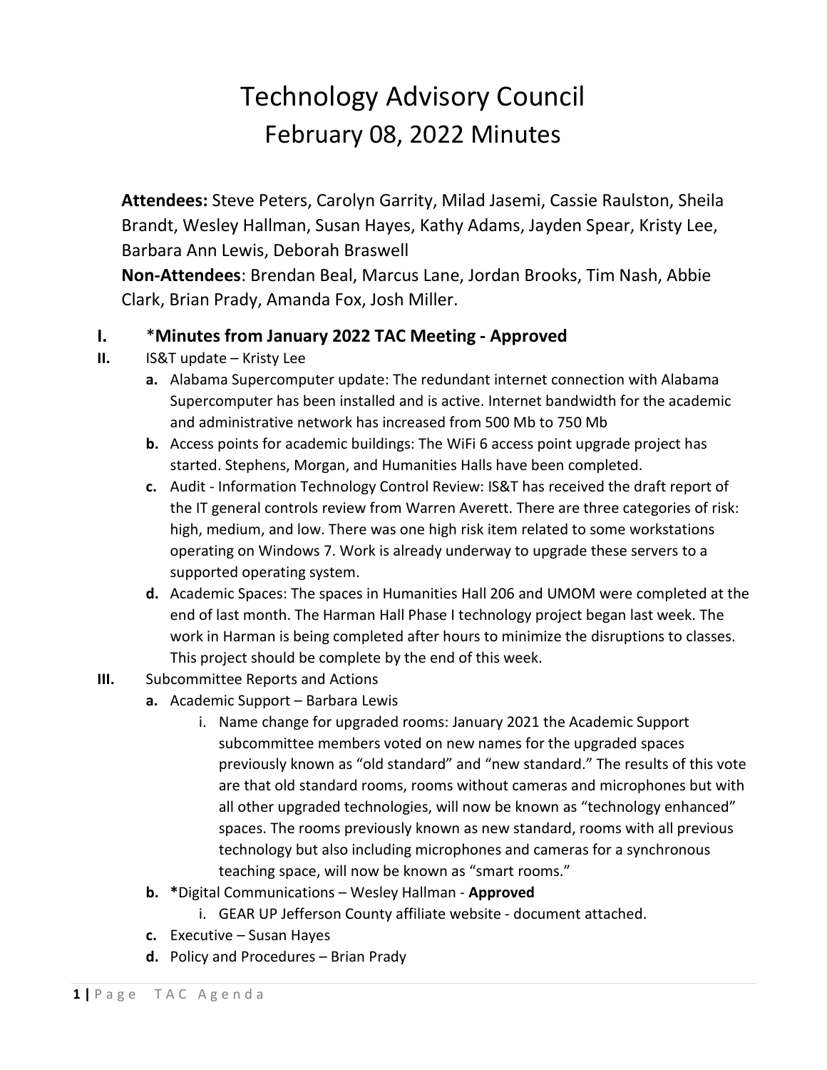# Technology Advisory Council
## February 08, 2022 Minutes

**Attendees:** Steve Peters, Carolyn Garrity, Milad Jasemi, Cassie Raulston, Sheila Brandt, Wesley Hallman, Susan Hayes, Kathy Adams, Jayden Spear, Kristy Lee, Barbara Ann Lewis, Deborah Braswell
**Non-Attendees**: Brendan Beal, Marcus Lane, Jordan Brooks, Tim Nash, Abbie Clark, Brian Prady, Amanda Fox, Josh Miller.

**I.** ***Minutes from January 2022 TAC Meeting - Approved**

**II.** IS&T update – Kristy Lee

- **a.** Alabama Supercomputer update: The redundant internet connection with Alabama Supercomputer has been installed and is active. Internet bandwidth for the academic and administrative network has increased from 500 Mb to 750 Mb
- **b.** Access points for academic buildings: The WiFi 6 access point upgrade project has started. Stephens, Morgan, and Humanities Halls have been completed.
- **c.** Audit - Information Technology Control Review: IS&T has received the draft report of the IT general controls review from Warren Averett. There are three categories of risk: high, medium, and low. There was one high risk item related to some workstations operating on Windows 7. Work is already underway to upgrade these servers to a supported operating system.
- **d.** Academic Spaces: The spaces in Humanities Hall 206 and UMOM were completed at the end of last month. The Harman Hall Phase I technology project began last week. The work in Harman is being completed after hours to minimize the disruptions to classes. This project should be complete by the end of this week.

**III.** Subcommittee Reports and Actions

- **a.** Academic Support – Barbara Lewis
  - i. Name change for upgraded rooms: January 2021 the Academic Support subcommittee members voted on new names for the upgraded spaces previously known as "old standard" and "new standard." The results of this vote are that old standard rooms, rooms without cameras and microphones but with all other upgraded technologies, will now be known as "technology enhanced" spaces. The rooms previously known as new standard, rooms with all previous technology but also including microphones and cameras for a synchronous teaching space, will now be known as "smart rooms."
- **b.** ***Digital Communications – Wesley Hallman - Approved**
  - i. GEAR UP Jefferson County affiliate website - document attached.
- **c.** Executive – Susan Hayes
- **d.** Policy and Procedures – Brian Prady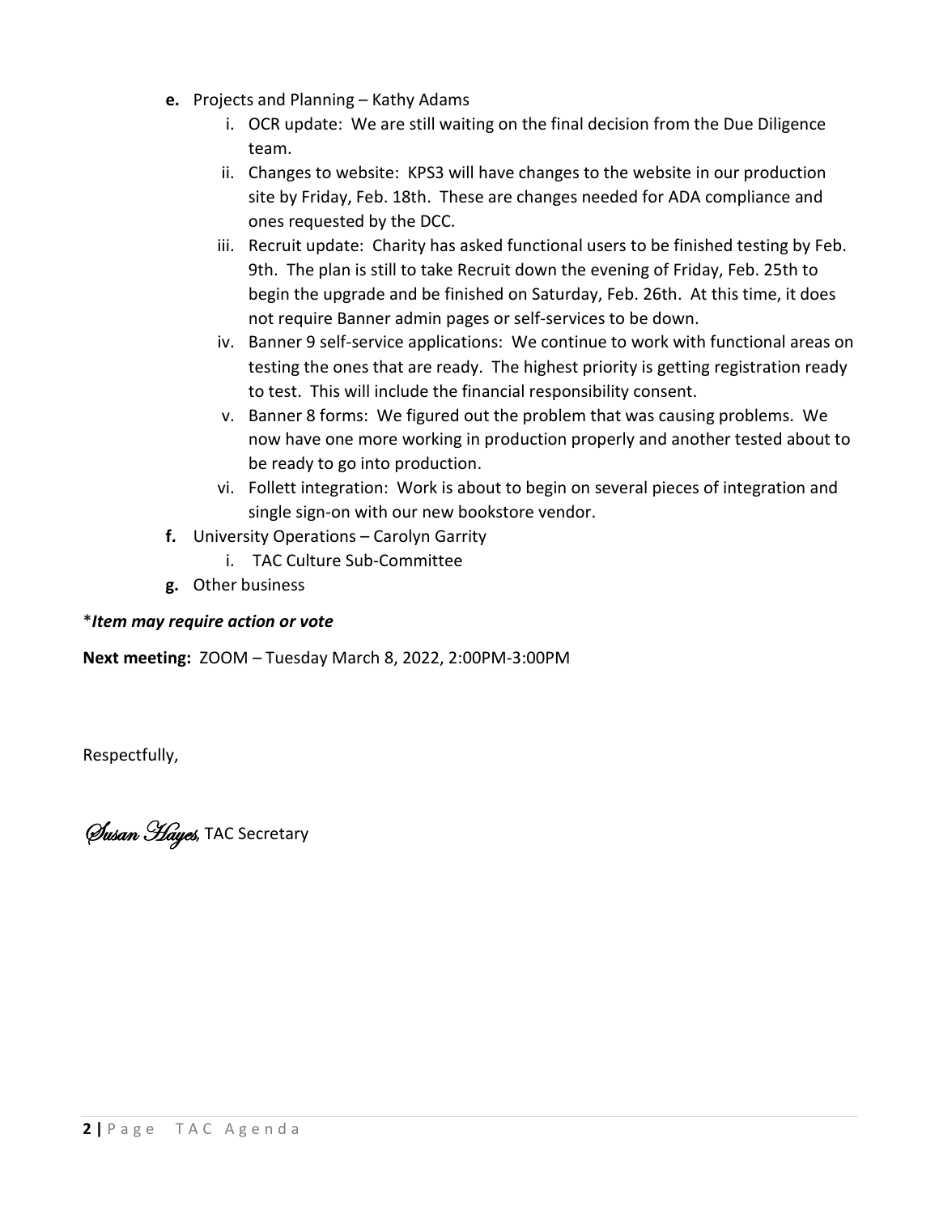**e.** Projects and Planning – Kathy Adams

  i. OCR update: We are still waiting on the final decision from the Due Diligence team.

  ii. Changes to website: KPS3 will have changes to the website in our production site by Friday, Feb. 18th. These are changes needed for ADA compliance and ones requested by the DCC.

  iii. Recruit update: Charity has asked functional users to be finished testing by Feb. 9th. The plan is still to take Recruit down the evening of Friday, Feb. 25th to begin the upgrade and be finished on Saturday, Feb. 26th. At this time, it does not require Banner admin pages or self-services to be down.

  iv. Banner 9 self-service applications: We continue to work with functional areas on testing the ones that are ready. The highest priority is getting registration ready to test. This will include the financial responsibility consent.

  v. Banner 8 forms: We figured out the problem that was causing problems. We now have one more working in production properly and another tested about to be ready to go into production.

  vi. Follett integration: Work is about to begin on several pieces of integration and single sign-on with our new bookstore vendor.

**f.** University Operations – Carolyn Garrity

  i. TAC Culture Sub-Committee

**g.** Other business

**\****Item may require action or vote***

**Next meeting:** ZOOM – Tuesday March 8, 2022, 2:00PM-3:00PM

Respectfully,

*Susan Hayes*, TAC Secretary